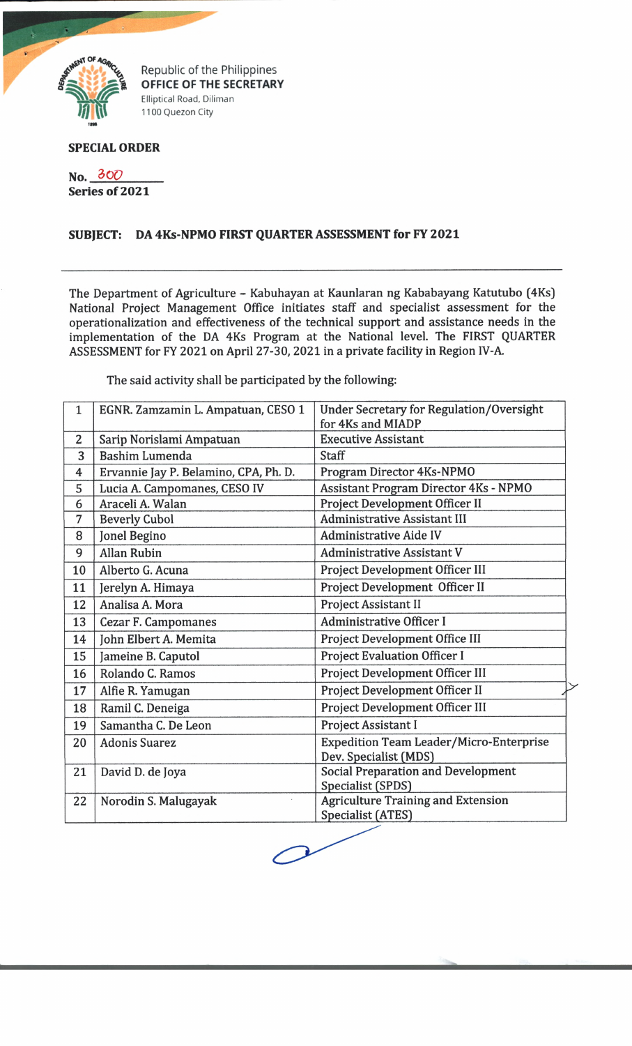Republic of the Philippines
**OFFICE OF THE SECRETARY**
Elliptical Road, Diliman
1100 Quezon City

**SPECIAL ORDER**

**No.** 300
**Series of 2021**

**SUBJECT: DA 4Ks-NPMO FIRST QUARTER ASSESSMENT for FY 2021**

---

The Department of Agriculture – Kabuhayan at Kaunlaran ng Kababayang Katutubo (4Ks) National Project Management Office initiates staff and specialist assessment for the operationalization and effectiveness of the technical support and assistance needs in the implementation of the DA 4Ks Program at the National level. The FIRST QUARTER ASSESSMENT for FY 2021 on April 27-30, 2021 in a private facility in Region IV-A.

The said activity shall be participated by the following:

| | | |
|---|---|---|
| 1 | EGNR. Zamzamin L. Ampatuan, CESO 1 | Under Secretary for Regulation/Oversight for 4Ks and MIADP |
| 2 | Sarip Norislami Ampatuan | Executive Assistant |
| 3 | Bashim Lumenda | Staff |
| 4 | Ervannie Jay P. Belamino, CPA, Ph. D. | Program Director 4Ks-NPMO |
| 5 | Lucia A. Campomanes, CESO IV | Assistant Program Director 4Ks - NPMO |
| 6 | Araceli A. Walan | Project Development Officer II |
| 7 | Beverly Cubol | Administrative Assistant III |
| 8 | Jonel Begino | Administrative Aide IV |
| 9 | Allan Rubin | Administrative Assistant V |
| 10 | Alberto G. Acuna | Project Development Officer III |
| 11 | Jerelyn A. Himaya | Project Development Officer II |
| 12 | Analisa A. Mora | Project Assistant II |
| 13 | Cezar F. Campomanes | Administrative Officer I |
| 14 | John Elbert A. Memita | Project Development Office III |
| 15 | Jameine B. Caputol | Project Evaluation Officer I |
| 16 | Rolando C. Ramos | Project Development Officer III |
| 17 | Alfie R. Yamugan | Project Development Officer II |
| 18 | Ramil C. Deneiga | Project Development Officer III |
| 19 | Samantha C. De Leon | Project Assistant I |
| 20 | Adonis Suarez | Expedition Team Leader/Micro-Enterprise Dev. Specialist (MDS) |
| 21 | David D. de Joya | Social Preparation and Development Specialist (SPDS) |
| 22 | Norodin S. Malugayak | Agriculture Training and Extension Specialist (ATES) |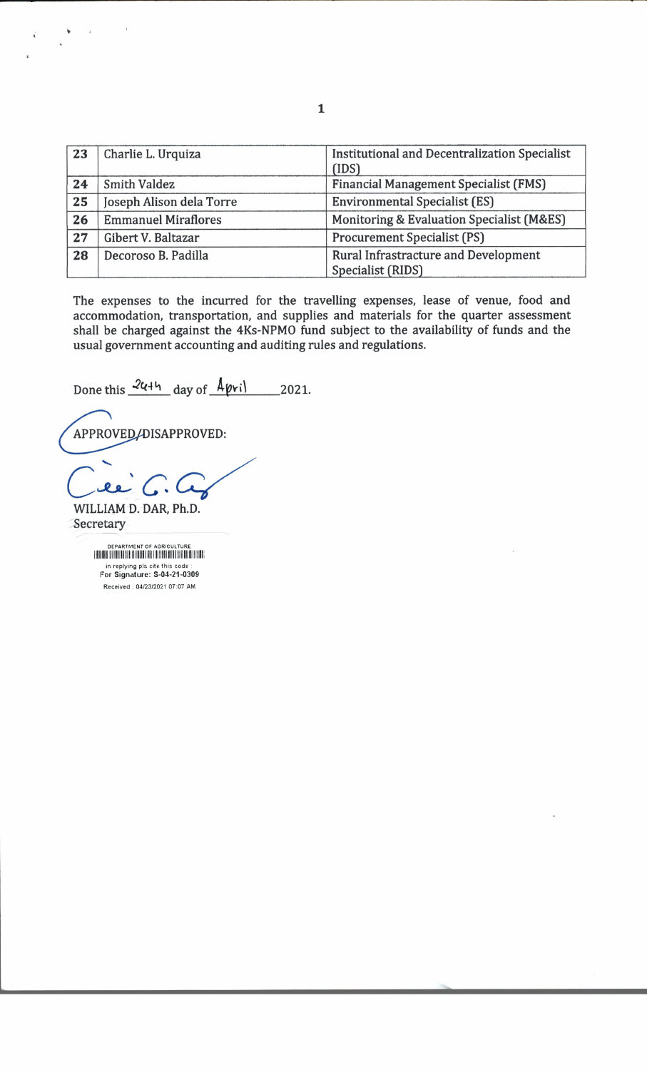| | | |
|---|---|---|
| 23 | Charlie L. Urquiza | Institutional and Decentralization Specialist (IDS) |
| 24 | Smith Valdez | Financial Management Specialist (FMS) |
| 25 | Joseph Alison dela Torre | Environmental Specialist (ES) |
| 26 | Emmanuel Miraflores | Monitoring & Evaluation Specialist (M&ES) |
| 27 | Gibert V. Baltazar | Procurement Specialist (PS) |
| 28 | Decoroso B. Padilla | Rural Infrastructure and Development Specialist (RIDS) |

The expenses to the incurred for the travelling expenses, lease of venue, food and accommodation, transportation, and supplies and materials for the quarter assessment shall be charged against the 4Ks-NPMO fund subject to the availability of funds and the usual government accounting and auditing rules and regulations.

Done this 24th day of April 2021.

APPROVED/DISAPPROVED:

WILLIAM D. DAR, Ph.D.
Secretary

DEPARTMENT OF AGRICULTURE
in replying pls cite this code :
For Signature: S-04-21-0309
Received : 04/23/2021 07:07 AM